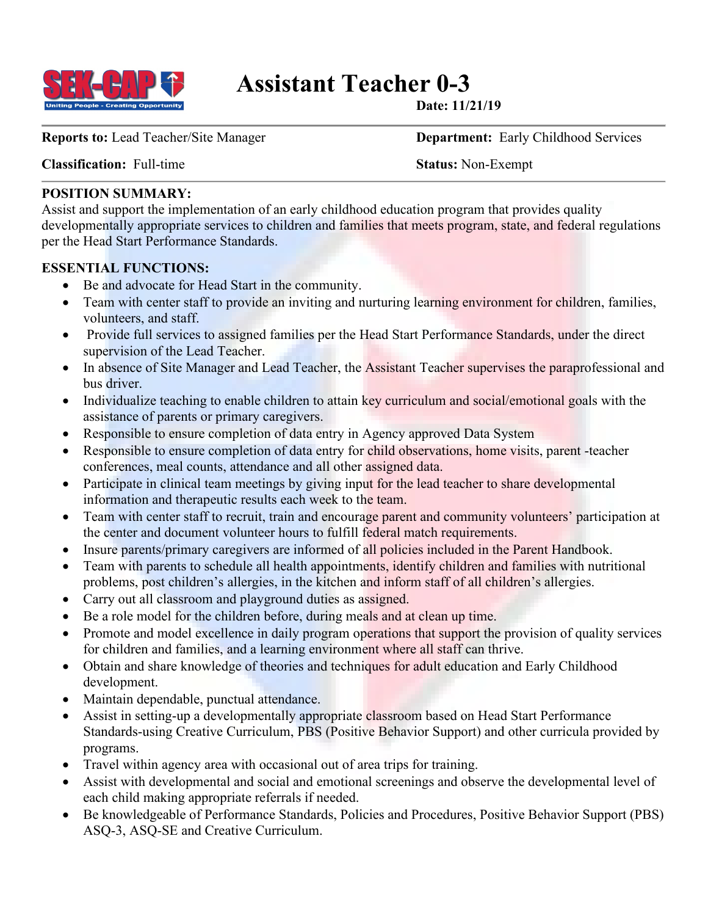SEK-CAP
Uniting People - Creating Opportunity

# Assistant Teacher 0-3

**Date: 11/21/19**

**Reports to:** Lead Teacher/Site Manager

**Department:** Early Childhood Services

**Classification:** Full-time

**Status:** Non-Exempt

**POSITION SUMMARY:**

Assist and support the implementation of an early childhood education program that provides quality developmentally appropriate services to children and families that meets program, state, and federal regulations per the Head Start Performance Standards.

**ESSENTIAL FUNCTIONS:**

- Be and advocate for Head Start in the community.
- Team with center staff to provide an inviting and nurturing learning environment for children, families, volunteers, and staff.
- Provide full services to assigned families per the Head Start Performance Standards, under the direct supervision of the Lead Teacher.
- In absence of Site Manager and Lead Teacher, the Assistant Teacher supervises the paraprofessional and bus driver.
- Individualize teaching to enable children to attain key curriculum and social/emotional goals with the assistance of parents or primary caregivers.
- Responsible to ensure completion of data entry in Agency approved Data System
- Responsible to ensure completion of data entry for child observations, home visits, parent -teacher conferences, meal counts, attendance and all other assigned data.
- Participate in clinical team meetings by giving input for the lead teacher to share developmental information and therapeutic results each week to the team.
- Team with center staff to recruit, train and encourage parent and community volunteers' participation at the center and document volunteer hours to fulfill federal match requirements.
- Insure parents/primary caregivers are informed of all policies included in the Parent Handbook.
- Team with parents to schedule all health appointments, identify children and families with nutritional problems, post children's allergies, in the kitchen and inform staff of all children's allergies.
- Carry out all classroom and playground duties as assigned.
- Be a role model for the children before, during meals and at clean up time.
- Promote and model excellence in daily program operations that support the provision of quality services for children and families, and a learning environment where all staff can thrive.
- Obtain and share knowledge of theories and techniques for adult education and Early Childhood development.
- Maintain dependable, punctual attendance.
- Assist in setting-up a developmentally appropriate classroom based on Head Start Performance Standards-using Creative Curriculum, PBS (Positive Behavior Support) and other curricula provided by programs.
- Travel within agency area with occasional out of area trips for training.
- Assist with developmental and social and emotional screenings and observe the developmental level of each child making appropriate referrals if needed.
- Be knowledgeable of Performance Standards, Policies and Procedures, Positive Behavior Support (PBS) ASQ-3, ASQ-SE and Creative Curriculum.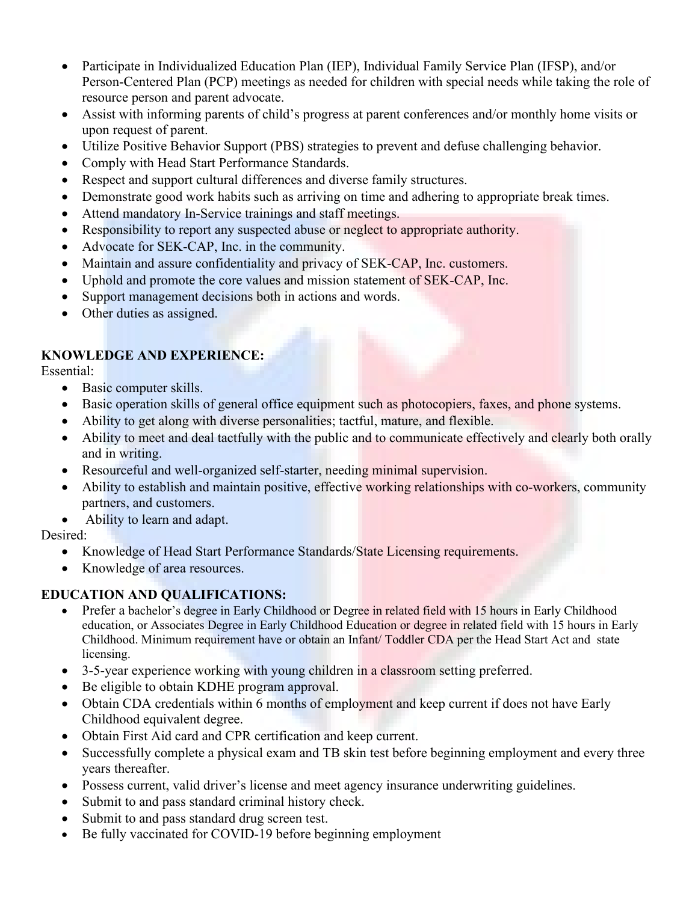- Participate in Individualized Education Plan (IEP), Individual Family Service Plan (IFSP), and/or Person-Centered Plan (PCP) meetings as needed for children with special needs while taking the role of resource person and parent advocate.
- Assist with informing parents of child's progress at parent conferences and/or monthly home visits or upon request of parent.
- Utilize Positive Behavior Support (PBS) strategies to prevent and defuse challenging behavior.
- Comply with Head Start Performance Standards.
- Respect and support cultural differences and diverse family structures.
- Demonstrate good work habits such as arriving on time and adhering to appropriate break times.
- Attend mandatory In-Service trainings and staff meetings.
- Responsibility to report any suspected abuse or neglect to appropriate authority.
- Advocate for SEK-CAP, Inc. in the community.
- Maintain and assure confidentiality and privacy of SEK-CAP, Inc. customers.
- Uphold and promote the core values and mission statement of SEK-CAP, Inc.
- Support management decisions both in actions and words.
- Other duties as assigned.

**KNOWLEDGE AND EXPERIENCE:**

Essential:

- Basic computer skills.
- Basic operation skills of general office equipment such as photocopiers, faxes, and phone systems.
- Ability to get along with diverse personalities; tactful, mature, and flexible.
- Ability to meet and deal tactfully with the public and to communicate effectively and clearly both orally and in writing.
- Resourceful and well-organized self-starter, needing minimal supervision.
- Ability to establish and maintain positive, effective working relationships with co-workers, community partners, and customers.
- Ability to learn and adapt.

Desired:

- Knowledge of Head Start Performance Standards/State Licensing requirements.
- Knowledge of area resources.

**EDUCATION AND QUALIFICATIONS:**

- Prefer a bachelor's degree in Early Childhood or Degree in related field with 15 hours in Early Childhood education, or Associates Degree in Early Childhood Education or degree in related field with 15 hours in Early Childhood. Minimum requirement have or obtain an Infant/ Toddler CDA per the Head Start Act and state licensing.
- 3-5-year experience working with young children in a classroom setting preferred.
- Be eligible to obtain KDHE program approval.
- Obtain CDA credentials within 6 months of employment and keep current if does not have Early Childhood equivalent degree.
- Obtain First Aid card and CPR certification and keep current.
- Successfully complete a physical exam and TB skin test before beginning employment and every three years thereafter.
- Possess current, valid driver's license and meet agency insurance underwriting guidelines.
- Submit to and pass standard criminal history check.
- Submit to and pass standard drug screen test.
- Be fully vaccinated for COVID-19 before beginning employment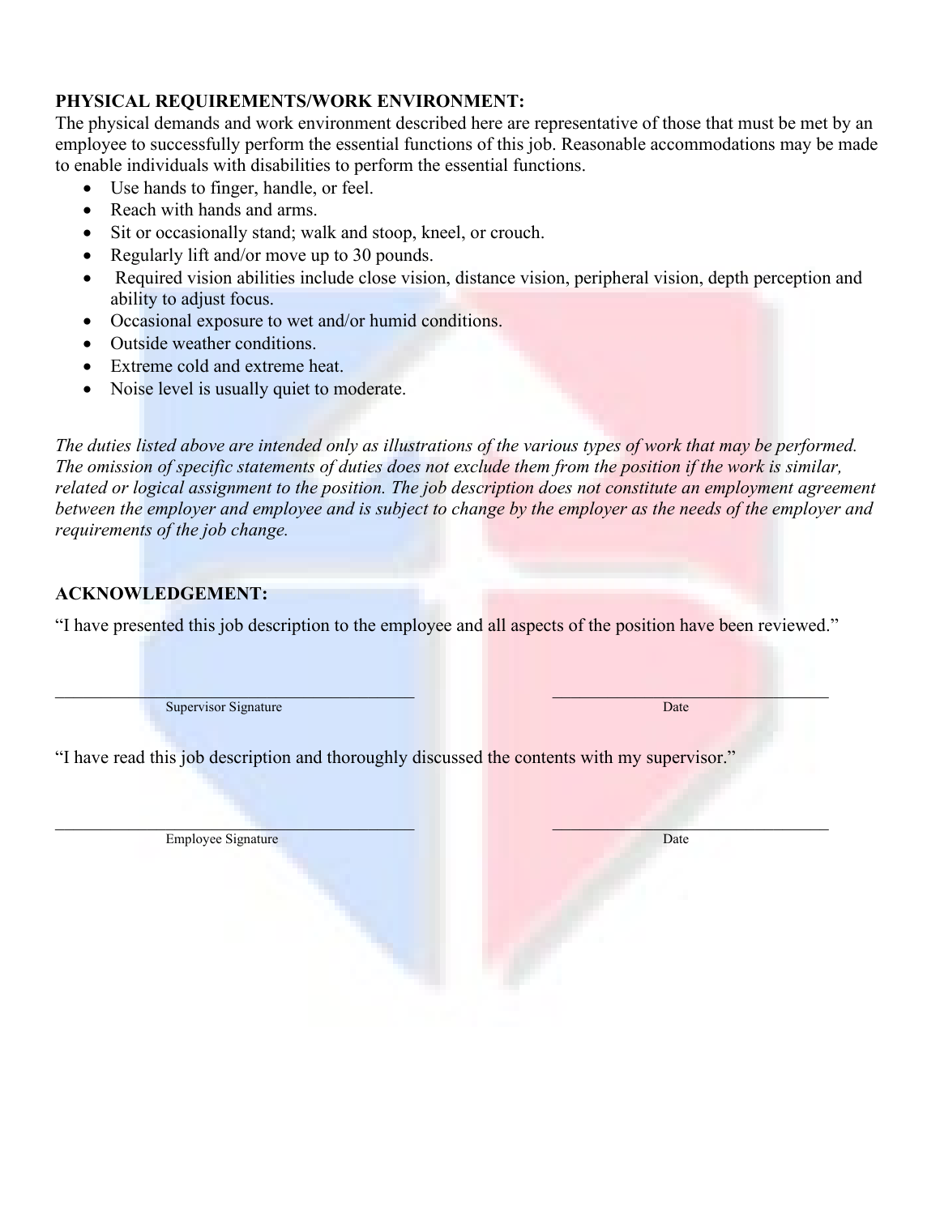**PHYSICAL REQUIREMENTS/WORK ENVIRONMENT:**

The physical demands and work environment described here are representative of those that must be met by an employee to successfully perform the essential functions of this job. Reasonable accommodations may be made to enable individuals with disabilities to perform the essential functions.

- Use hands to finger, handle, or feel.
- Reach with hands and arms.
- Sit or occasionally stand; walk and stoop, kneel, or crouch.
- Regularly lift and/or move up to 30 pounds.
- Required vision abilities include close vision, distance vision, peripheral vision, depth perception and ability to adjust focus.
- Occasional exposure to wet and/or humid conditions.
- Outside weather conditions.
- Extreme cold and extreme heat.
- Noise level is usually quiet to moderate.

*The duties listed above are intended only as illustrations of the various types of work that may be performed. The omission of specific statements of duties does not exclude them from the position if the work is similar, related or logical assignment to the position. The job description does not constitute an employment agreement between the employer and employee and is subject to change by the employer as the needs of the employer and requirements of the job change.*

**ACKNOWLEDGEMENT:**

"I have presented this job description to the employee and all aspects of the position have been reviewed."

______________________________________________ ______________________________

Supervisor Signature Date

"I have read this job description and thoroughly discussed the contents with my supervisor."

______________________________________________ ______________________________

Employee Signature Date